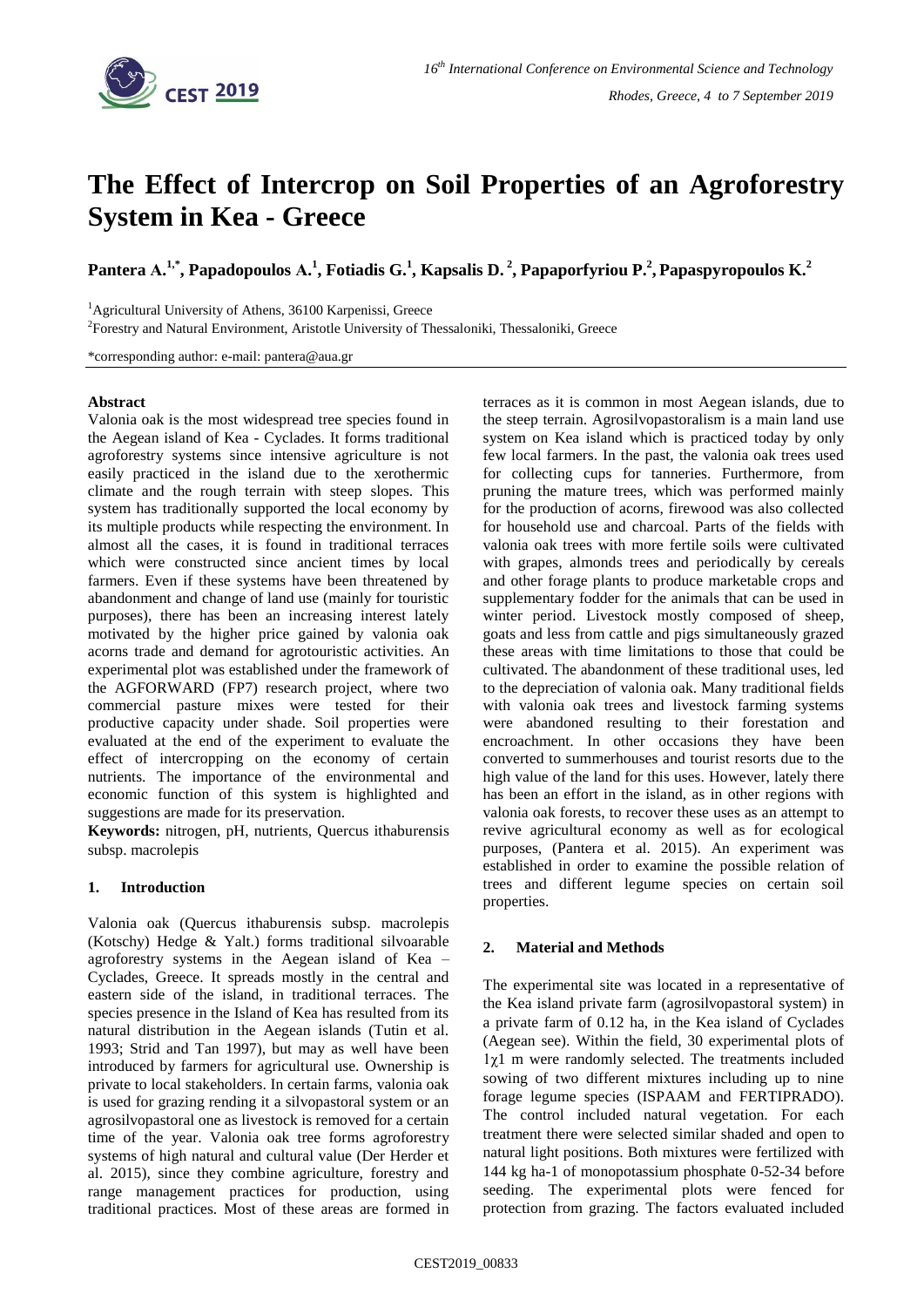# The Effect of Intercrop on Soil Properties of an Agroforestry System in Kea - Greece

**Pantera A.[1,*], Papadopoulos A.[1], Fotiadis G.[1], Kapsalis D.[2], Papaporfyriou P.[2], Papaspyropoulos K.[2]**

[1]Agricultural University of Athens, 36100 Karpenissi, Greece

[2]Forestry and Natural Environment, Aristotle University of Thessaloniki, Thessaloniki, Greece

*corresponding author: e-mail: pantera@aua.gr

## Abstract

Valonia oak is the most widespread tree species found in the Aegean island of Kea - Cyclades. It forms traditional agroforestry systems since intensive agriculture is not easily practiced in the island due to the xerothermic climate and the rough terrain with steep slopes. This system has traditionally supported the local economy by its multiple products while respecting the environment. In almost all the cases, it is found in traditional terraces which were constructed since ancient times by local farmers. Even if these systems have been threatened by abandonment and change of land use (mainly for touristic purposes), there has been an increasing interest lately motivated by the higher price gained by valonia oak acorns trade and demand for agrotouristic activities. An experimental plot was established under the framework of the AGFORWARD (FP7) research project, where two commercial pasture mixes were tested for their productive capacity under shade. Soil properties were evaluated at the end of the experiment to evaluate the effect of intercropping on the economy of certain nutrients. The importance of the environmental and economic function of this system is highlighted and suggestions are made for its preservation.

**Keywords:** nitrogen, pH, nutrients, Quercus ithaburensis subsp. macrolepis

## 1. Introduction

Valonia oak (Quercus ithaburensis subsp. macrolepis (Kotschy) Hedge & Yalt.) forms traditional silvoarable agroforestry systems in the Aegean island of Kea – Cyclades, Greece. It spreads mostly in the central and eastern side of the island, in traditional terraces. The species presence in the Island of Kea has resulted from its natural distribution in the Aegean islands (Tutin et al. 1993; Strid and Tan 1997), but may as well have been introduced by farmers for agricultural use. Ownership is private to local stakeholders. In certain farms, valonia oak is used for grazing rending it a silvopastoral system or an agrosilvopastoral one as livestock is removed for a certain time of the year. Valonia oak tree forms agroforestry systems of high natural and cultural value (Der Herder et al. 2015), since they combine agriculture, forestry and range management practices for production, using traditional practices. Most of these areas are formed in terraces as it is common in most Aegean islands, due to the steep terrain. Agrosilvopastoralism is a main land use system on Kea island which is practiced today by only few local farmers. In the past, the valonia oak trees used for collecting cups for tanneries. Furthermore, from pruning the mature trees, which was performed mainly for the production of acorns, firewood was also collected for household use and charcoal. Parts of the fields with valonia oak trees with more fertile soils were cultivated with grapes, almonds trees and periodically by cereals and other forage plants to produce marketable crops and supplementary fodder for the animals that can be used in winter period. Livestock mostly composed of sheep, goats and less from cattle and pigs simultaneously grazed these areas with time limitations to those that could be cultivated. The abandonment of these traditional uses, led to the depreciation of valonia oak. Many traditional fields with valonia oak trees and livestock farming systems were abandoned resulting to their forestation and encroachment. In other occasions they have been converted to summerhouses and tourist resorts due to the high value of the land for this uses. However, lately there has been an effort in the island, as in other regions with valonia oak forests, to recover these uses as an attempt to revive agricultural economy as well as for ecological purposes, (Pantera et al. 2015). An experiment was established in order to examine the possible relation of trees and different legume species on certain soil properties.

## 2. Material and Methods

The experimental site was located in a representative of the Kea island private farm (agrosilvopastoral system) in a private farm of 0.12 ha, in the Kea island of Cyclades (Aegean see). Within the field, 30 experimental plots of $1\chi1$ m were randomly selected. The treatments included sowing of two different mixtures including up to nine forage legume species (ISPAAM and FERTIPRADO). The control included natural vegetation. For each treatment there were selected similar shaded and open to natural light positions. Both mixtures were fertilized with 144 kg ha-1 of monopotassium phosphate 0-52-34 before seeding. The experimental plots were fenced for protection from grazing. The factors evaluated included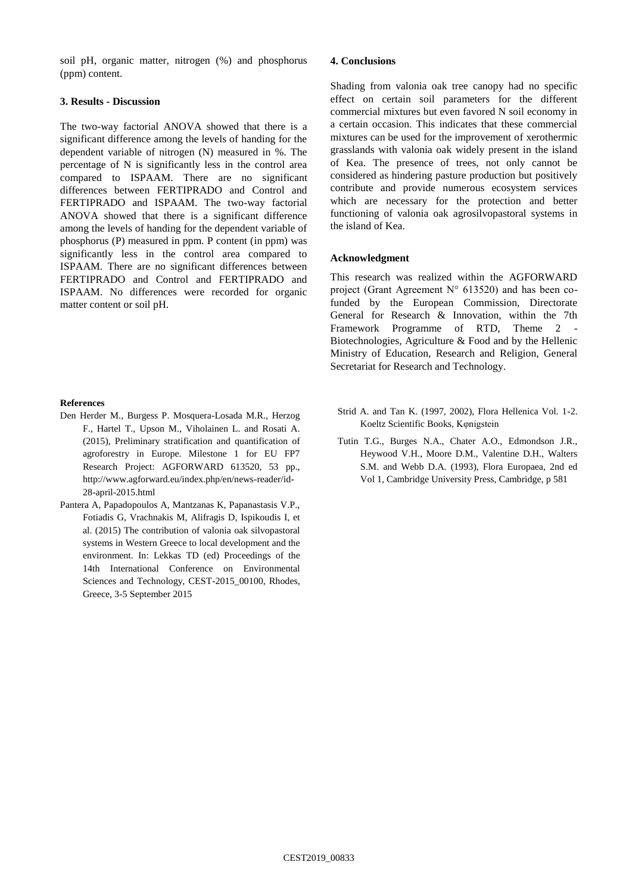soil pH, organic matter, nitrogen (%) and phosphorus (ppm) content.

### 3. Results - Discussion

The two-way factorial ANOVA showed that there is a significant difference among the levels of handing for the dependent variable of nitrogen (N) measured in %. The percentage of N is significantly less in the control area compared to ISPAAM. There are no significant differences between FERTIPRADO and Control and FERTIPRADO and ISPAAM. The two-way factorial ANOVA showed that there is a significant difference among the levels of handing for the dependent variable of phosphorus (P) measured in ppm. P content (in ppm) was significantly less in the control area compared to ISPAAM. There are no significant differences between FERTIPRADO and Control and FERTIPRADO and ISPAAM. No differences were recorded for organic matter content or soil pH.

### 4. Conclusions

Shading from valonia oak tree canopy had no specific effect on certain soil parameters for the different commercial mixtures but even favored N soil economy in a certain occasion. This indicates that these commercial mixtures can be used for the improvement of xerothermic grasslands with valonia oak widely present in the island of Kea. The presence of trees, not only cannot be considered as hindering pasture production but positively contribute and provide numerous ecosystem services which are necessary for the protection and better functioning of valonia oak agrosilvopastoral systems in the island of Kea.

### Acknowledgment

This research was realized within the AGFORWARD project (Grant Agreement N° 613520) and has been co-funded by the European Commission, Directorate General for Research & Innovation, within the 7th Framework Programme of RTD, Theme 2 - Biotechnologies, Agriculture & Food and by the Hellenic Ministry of Education, Research and Religion, General Secretariat for Research and Technology.

### References

Den Herder M., Burgess P. Mosquera-Losada M.R., Herzog F., Hartel T., Upson M., Viholainen L. and Rosati A. (2015), Preliminary stratification and quantification of agroforestry in Europe. Milestone 1 for EU FP7 Research Project: AGFORWARD 613520, 53 pp., http://www.agforward.eu/index.php/en/news-reader/id-28-april-2015.html

Pantera A, Papadopoulos A, Mantzanas K, Papanastasis V.P., Fotiadis G, Vrachnakis M, Alifragis D, Ispikoudis I, et al. (2015) The contribution of valonia oak silvopastoral systems in Western Greece to local development and the environment. In: Lekkas TD (ed) Proceedings of the 14th International Conference on Environmental Sciences and Technology, CEST-2015_00100, Rhodes, Greece, 3-5 September 2015

Strid A. and Tan K. (1997, 2002), Flora Hellenica Vol. 1-2. Koeltz Scientific Books, Kφnigstein

Tutin T.G., Burges N.A., Chater A.O., Edmondson J.R., Heywood V.H., Moore D.M., Valentine D.H., Walters S.M. and Webb D.A. (1993), Flora Europaea, 2nd ed Vol 1, Cambridge University Press, Cambridge, p 581